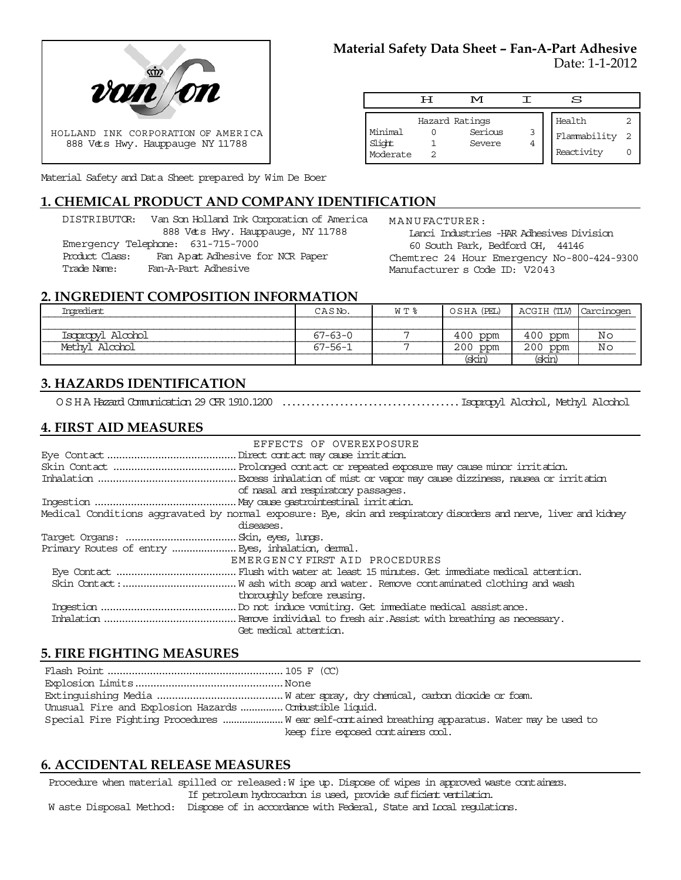HOLLAND INK CORPORATION OF AMERICA
888 Vets Hwy. Hauppauge NY 11788

**Material Safety Data Sheet – Fan-A-Part Adhesive**
Date: 1-1-2012

| H | M | I | S |
|---|---|---|---|

| Hazard Ratings | | | |
|---|---|---|---|
| Minimal | 0 | Serious | 3 |
| Slight | 1 | Severe | 4 |
| Moderate | 2 | | |

| | |
|---|---|
| Health | 2 |
| Flammability | 2 |
| Reactivity | 0 |

Material Safety and Data Sheet prepared by Wim De Boer

## 1. CHEMICAL PRODUCT AND COMPANY IDENTIFICATION

DISTRIBUTOR: Van Son Holland Ink Corporation of America
888 Vets Hwy. Hauppauge, NY 11788
Emergency Telephone: 631-715-7000
Product Class: Fan Apart Adhesive for NCR Paper
Trade Name: Fan-A-Part Adhesive

MANUFACTURER:
Lanci Industries -HAR Adhesives Division
60 South Park, Bedford OH, 44146
Chemtrec 24 Hour Emergency No-800-424-9300
Manufacturer s Code ID: V2043

## 2. INGREDIENT COMPOSITION INFORMATION

| Ingredient | CAS No. | WT % | OSHA (PEL) | ACGIH (TLV) | Carcinogen |
|---|---|---|---|---|---|
| Isopropyl Alcohol | 67-63-0 | 7 | 400 ppm | 400 ppm | No |
| Methyl Alcohol | 67-56-1 | 7 | 200 ppm | 200 ppm | No |
| | | | (skin) | (skin) | |

## 3. HAZARDS IDENTIFICATION

OSHA Hazard Communication 29 CFR 1910.1200 .................................... Isopropyl Alcohol, Methyl Alcohol

## 4. FIRST AID MEASURES

EFFECTS OF OVEREXPOSURE

Eye Contact .......................................... Direct contact may cause irritation.
Skin Contact ........................................ Prolonged contact or repeated exposure may cause minor irritation.
Inhalation ............................................ Excess inhalation of mist or vapor may cause dizziness, nausea or irritation of nasal and respiratory passages.
Ingestion .............................................. May cause gastrointestinal irritation.
Medical Conditions aggravated by normal exposure: Eye, skin and respiratory disorders and nerve, liver and kidney diseases.
Target Organs: .................................... Skin, eyes, lungs.
Primary Routes of entry ..................... Eyes, inhalation, dermal.

EMERGENCY FIRST AID PROCEDURES

Eye Contact ....................................... Flush with water at least 15 minutes. Get immediate medical attention.
Skin Contact: ..................................... Wash with soap and water. Remove contaminated clothing and wash thoroughly before reusing.
Ingestion ........................................... Do not induce vomiting. Get immediate medical assistance.
Inhalation .......................................... Remove individual to fresh air. Assist with breathing as necessary. Get medical attention.

## 5. FIRE FIGHTING MEASURES

Flash Point ......................................................... 105 F (CC)
Explosion Limits ................................................ None
Extinguishing Media .......................................... Water spray, dry chemical, carbon dioxide or foam.
Unusual Fire and Explosion Hazards .............. Combustible liquid.
Special Fire Fighting Procedures ..................... Wear self-contained breathing apparatus. Water may be used to keep fire exposed containers cool.

## 6. ACCIDENTAL RELEASE MEASURES

Procedure when material spilled or released: Wipe up. Dispose of wipes in approved waste containers. If petroleum hydrocarbon is used, provide sufficient ventilation.
Waste Disposal Method: Dispose of in accordance with Federal, State and Local regulations.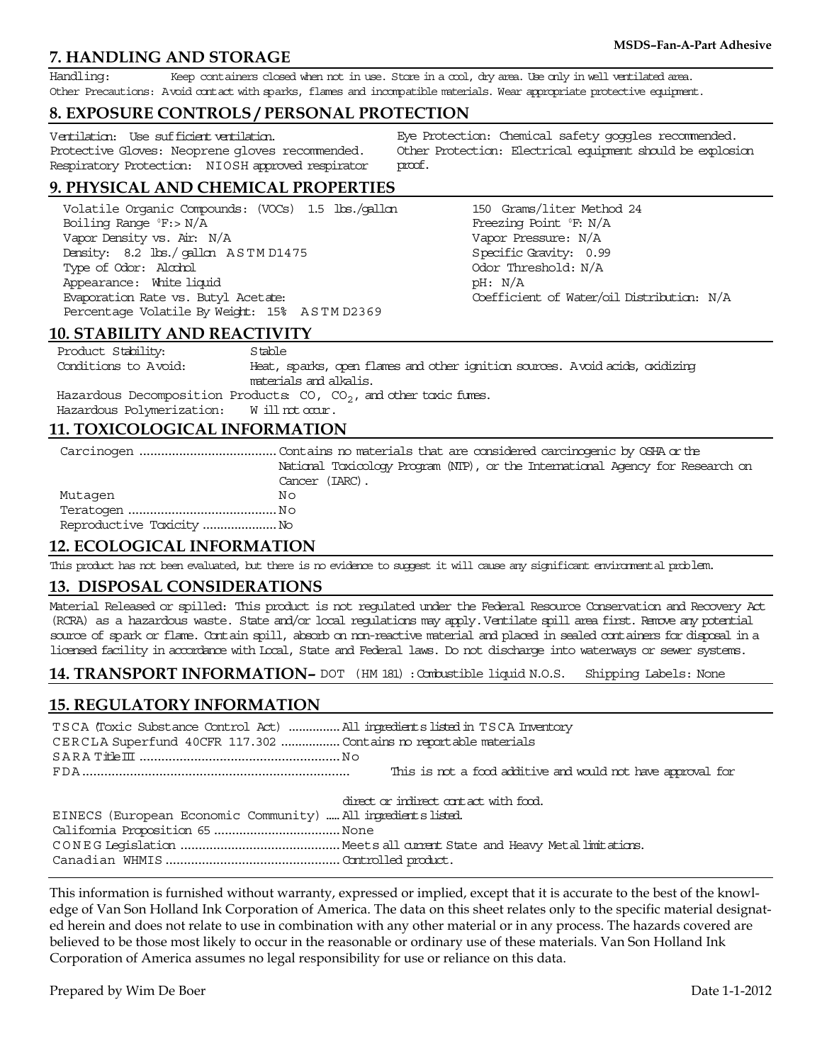## 7. HANDLING AND STORAGE

Handling: Keep containers closed when not in use. Store in a cool, dry area. Use only in well ventilated area.
Other Precautions: Avoid contact with sparks, flames and incompatible materials. Wear appropriate protective equipment.

## 8. EXPOSURE CONTROLS / PERSONAL PROTECTION

Ventilation: Use sufficient ventilation.
Protective Gloves: Neoprene gloves recommended.
Respiratory Protection: NIOSH approved respirator
Eye Protection: Chemical safety goggles recommended.
Other Protection: Electrical equipment should be explosion proof.

## 9. PHYSICAL AND CHEMICAL PROPERTIES

Volatile Organic Compounds: (VOCs) 1.5 lbs./gallon 150 Grams/liter Method 24
Boiling Range °F:> N/A
Freezing Point °F: N/A
Vapor Density vs. Air: N/A
Vapor Pressure: N/A
Density: 8.2 lbs./gallon ASTM D1475
Specific Gravity: 0.99
Type of Odor: Alcohol
Odor Threshold: N/A
Appearance: White liquid
pH: N/A
Evaporation Rate vs. Butyl Acetate:
Coefficient of Water/oil Distribution: N/A
Percentage Volatile By Weight: 15% ASTM D2369

## 10. STABILITY AND REACTIVITY

Product Stability: Stable
Conditions to Avoid: Heat, sparks, open flames and other ignition sources. Avoid acids, oxidizing materials and alkalis.
Hazardous Decomposition Products: CO, $CO_2$, and other toxic fumes.
Hazardous Polymerization: Will not occur.

## 11. TOXICOLOGICAL INFORMATION

Carcinogen ...................................... Contains no materials that are considered carcinogenic by OSHA or the National Toxicology Program (NTP), or the International Agency for Research on Cancer (IARC).
Mutagen No
Teratogen ......................................... No
Reproductive Toxicity .................... No

## 12. ECOLOGICAL INFORMATION

This product has not been evaluated, but there is no evidence to suggest it will cause any significant environmental problem.

## 13. DISPOSAL CONSIDERATIONS

Material Released or spilled: This product is not regulated under the Federal Resource Conservation and Recovery Act (RCRA) as a hazardous waste. State and/or local regulations may apply. Ventilate spill area first. Remove any potential source of spark or flame. Contain spill, absorb on non-reactive material and placed in sealed containers for disposal in a licensed facility in accordance with Local, State and Federal laws. Do not discharge into waterways or sewer systems.

## 14. TRANSPORT INFORMATION– DOT (HM 181) : Combustible liquid N.O.S. Shipping Labels: None

## 15. REGULATORY INFORMATION

TSCA (Toxic Substance Control Act) .............. All ingredients listed in TSCA Inventory
CERCLA Superfund 40CFR 117.302 ................. Contains no reportable materials
SARA Title III ....................................................... No
FDA ........................................................................ This is not a food additive and would not have approval for direct or indirect contact with food.
EINECS (European Economic Community) ..... All ingredients listed.
California Proposition 65 .................................. None
CONEG Legislation ........................................... Meets all current State and Heavy Metal limitations.
Canadian WHMIS ............................................... Controlled product.

This information is furnished without warranty, expressed or implied, except that it is accurate to the best of the knowledge of Van Son Holland Ink Corporation of America. The data on this sheet relates only to the specific material designated herein and does not relate to use in combination with any other material or in any process. The hazards covered are believed to be those most likely to occur in the reasonable or ordinary use of these materials. Van Son Holland Ink Corporation of America assumes no legal responsibility for use or reliance on this data.

Prepared by Wim De Boer

Date 1-1-2012